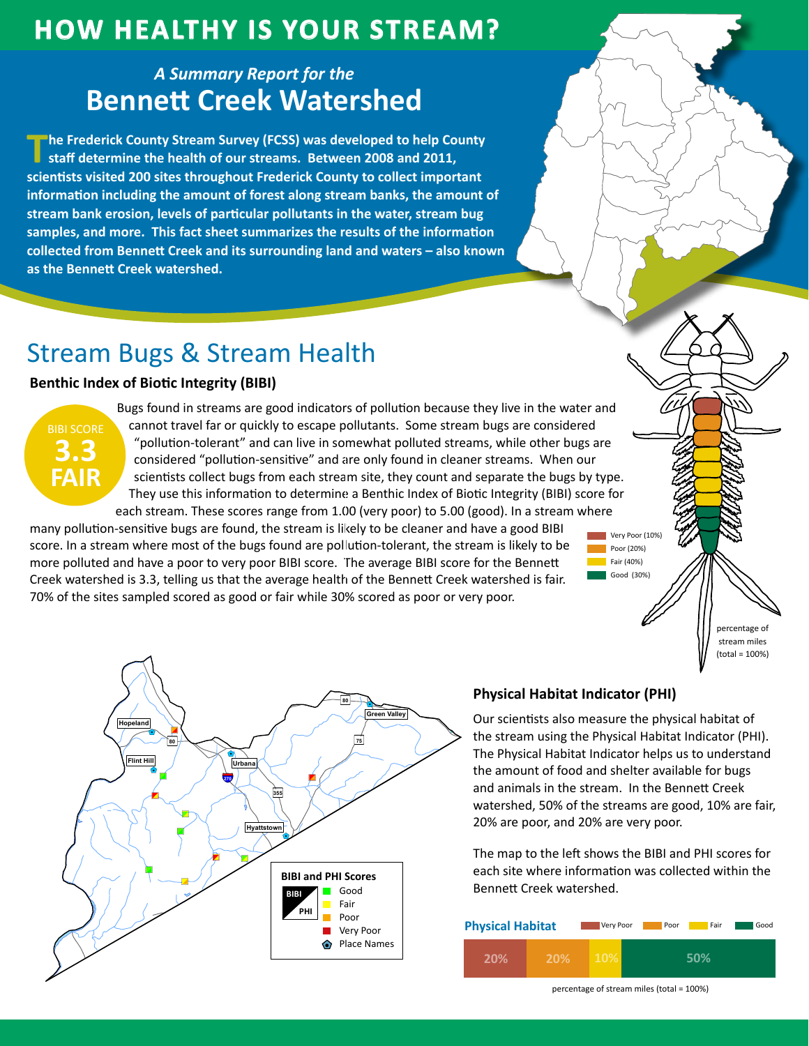# HOW HEALTHY IS YOUR STREAM?

*A Summary Report for the*

## Bennett Creek Watershed

**The Frederick County Stream Survey (FCSS) was developed to help County staff determine the health of our streams. Between 2008 and 2011, scientists visited 200 sites throughout Frederick County to collect important information including the amount of forest along stream banks, the amount of stream bank erosion, levels of particular pollutants in the water, stream bug samples, and more. This fact sheet summarizes the results of the information collected from Bennett Creek and its surrounding land and waters – also known as the Bennett Creek watershed.**

## Stream Bugs & Stream Health

### Benthic Index of Biotic Integrity (BIBI)

BIBI SCORE
**3.3**
**FAIR**

Bugs found in streams are good indicators of pollution because they live in the water and cannot travel far or quickly to escape pollutants. Some stream bugs are considered "pollution-tolerant" and can live in somewhat polluted streams, while other bugs are considered "pollution-sensitive" and are only found in cleaner streams. When our scientists collect bugs from each stream site, they count and separate the bugs by type. They use this information to determine a Benthic Index of Biotic Integrity (BIBI) score for each stream. These scores range from 1.00 (very poor) to 5.00 (good). In a stream where many pollution-sensitive bugs are found, the stream is likely to be cleaner and have a good BIBI score. In a stream where most of the bugs found are pollution-tolerant, the stream is likely to be more polluted and have a poor to very poor BIBI score. The average BIBI score for the Bennett Creek watershed is 3.3, telling us that the average health of the Bennett Creek watershed is fair. 70% of the sites sampled scored as good or fair while 30% scored as poor or very poor.

- Very Poor (10%)
- Poor (20%)
- Fair (40%)
- Good (30%)

percentage of stream miles (total = 100%)

Map labels: Hopeland, Flint Hill, Urbana, Green Valley, Hyattstown, 80, 75, 270, 355

**BIBI and PHI Scores**
- Good
- Fair
- Poor
- Very Poor
- Place Names

### Physical Habitat Indicator (PHI)

Our scientists also measure the physical habitat of the stream using the Physical Habitat Indicator (PHI). The Physical Habitat Indicator helps us to understand the amount of food and shelter available for bugs and animals in the stream. In the Bennett Creek watershed, 50% of the streams are good, 10% are fair, 20% are poor, and 20% are very poor.

The map to the left shows the BIBI and PHI scores for each site where information was collected within the Bennett Creek watershed.

**Physical Habitat**

| Very Poor | Poor | Fair | Good |
|---|---|---|---|
| 20% | 20% | 10% | 50% |

percentage of stream miles (total = 100%)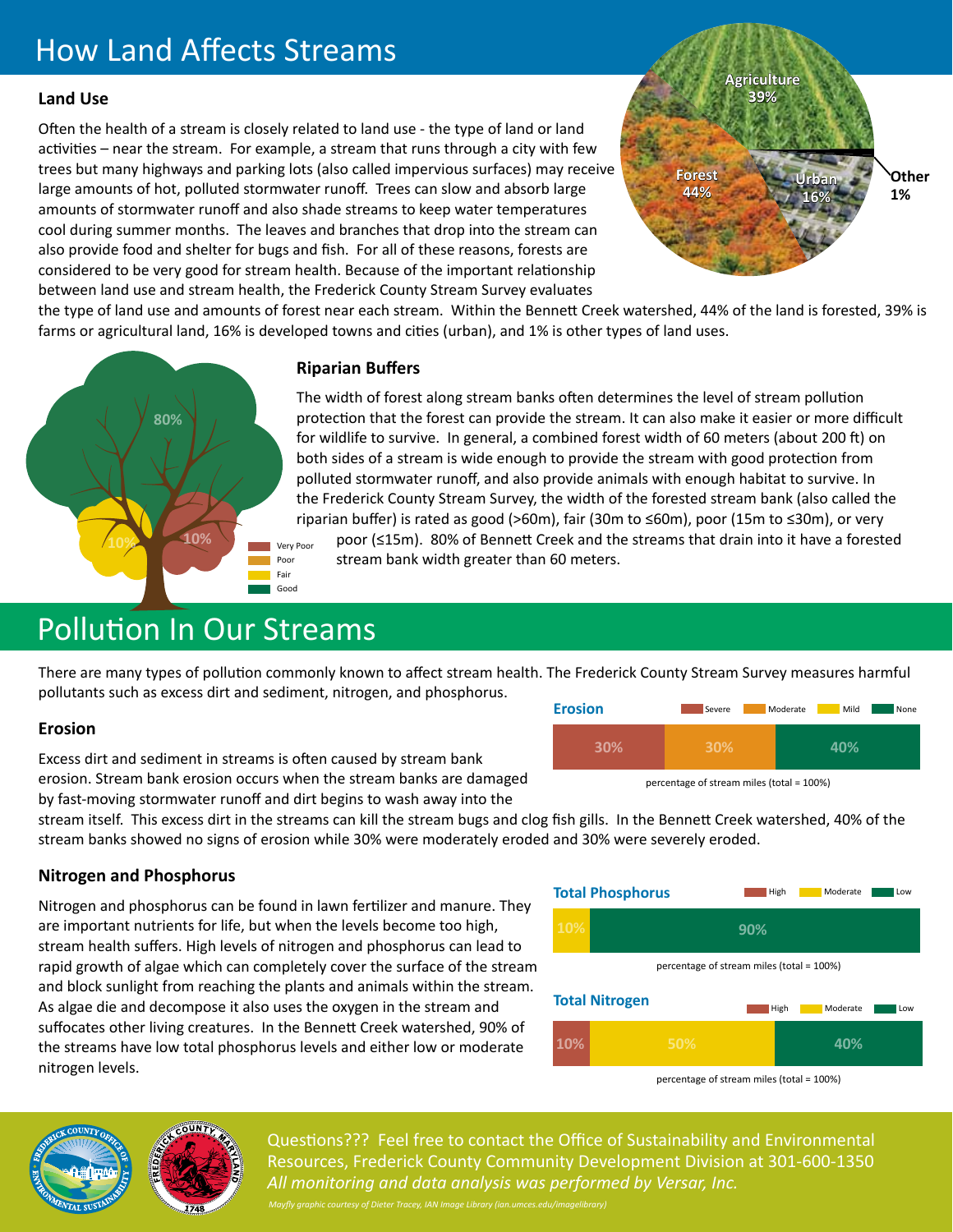# How Land Affects Streams

### Land Use

Often the health of a stream is closely related to land use - the type of land or land activities – near the stream. For example, a stream that runs through a city with few trees but many highways and parking lots (also called impervious surfaces) may receive large amounts of hot, polluted stormwater runoff. Trees can slow and absorb large amounts of stormwater runoff and also shade streams to keep water temperatures cool during summer months. The leaves and branches that drop into the stream can also provide food and shelter for bugs and fish. For all of these reasons, forests are considered to be very good for stream health. Because of the important relationship between land use and stream health, the Frederick County Stream Survey evaluates the type of land use and amounts of forest near each stream. Within the Bennett Creek watershed, 44% of the land is forested, 39% is farms or agricultural land, 16% is developed towns and cities (urban), and 1% is other types of land uses.

Agriculture 39%
Forest 44%
Urban 16%
Other 1%

### Riparian Buffers

80%
10%
10%

Very Poor
Poor
Fair
Good

The width of forest along stream banks often determines the level of stream pollution protection that the forest can provide the stream. It can also make it easier or more difficult for wildlife to survive. In general, a combined forest width of 60 meters (about 200 ft) on both sides of a stream is wide enough to provide the stream with good protection from polluted stormwater runoff, and also provide animals with enough habitat to survive. In the Frederick County Stream Survey, the width of the forested stream bank (also called the riparian buffer) is rated as good (>60m), fair (30m to ≤60m), poor (15m to ≤30m), or very poor (≤15m). 80% of Bennett Creek and the streams that drain into it have a forested stream bank width greater than 60 meters.

# Pollution In Our Streams

There are many types of pollution commonly known to affect stream health. The Frederick County Stream Survey measures harmful pollutants such as excess dirt and sediment, nitrogen, and phosphorus.

### Erosion

Excess dirt and sediment in streams is often caused by stream bank erosion. Stream bank erosion occurs when the stream banks are damaged by fast-moving stormwater runoff and dirt begins to wash away into the stream itself. This excess dirt in the streams can kill the stream bugs and clog fish gills. In the Bennett Creek watershed, 40% of the stream banks showed no signs of erosion while 30% were moderately eroded and 30% were severely eroded.

**Erosion**

Severe
Moderate
Mild
None

30%
30%
40%

percentage of stream miles (total = 100%)

### Nitrogen and Phosphorus

Nitrogen and phosphorus can be found in lawn fertilizer and manure. They are important nutrients for life, but when the levels become too high, stream health suffers. High levels of nitrogen and phosphorus can lead to rapid growth of algae which can completely cover the surface of the stream and block sunlight from reaching the plants and animals within the stream. As algae die and decompose it also uses the oxygen in the stream and suffocates other living creatures. In the Bennett Creek watershed, 90% of the streams have low total phosphorus levels and either low or moderate nitrogen levels.

**Total Phosphorus**

High
Moderate
Low

10%
90%

percentage of stream miles (total = 100%)

**Total Nitrogen**

High
Moderate
Low

10%
50%
40%

percentage of stream miles (total = 100%)

Questions??? Feel free to contact the Office of Sustainability and Environmental Resources, Frederick County Community Development Division at 301-600-1350

*All monitoring and data analysis was performed by Versar, Inc.*

*Mayfly graphic courtesy of Dieter Tracey, IAN Image Library (ian.umces.edu/imagelibrary)*